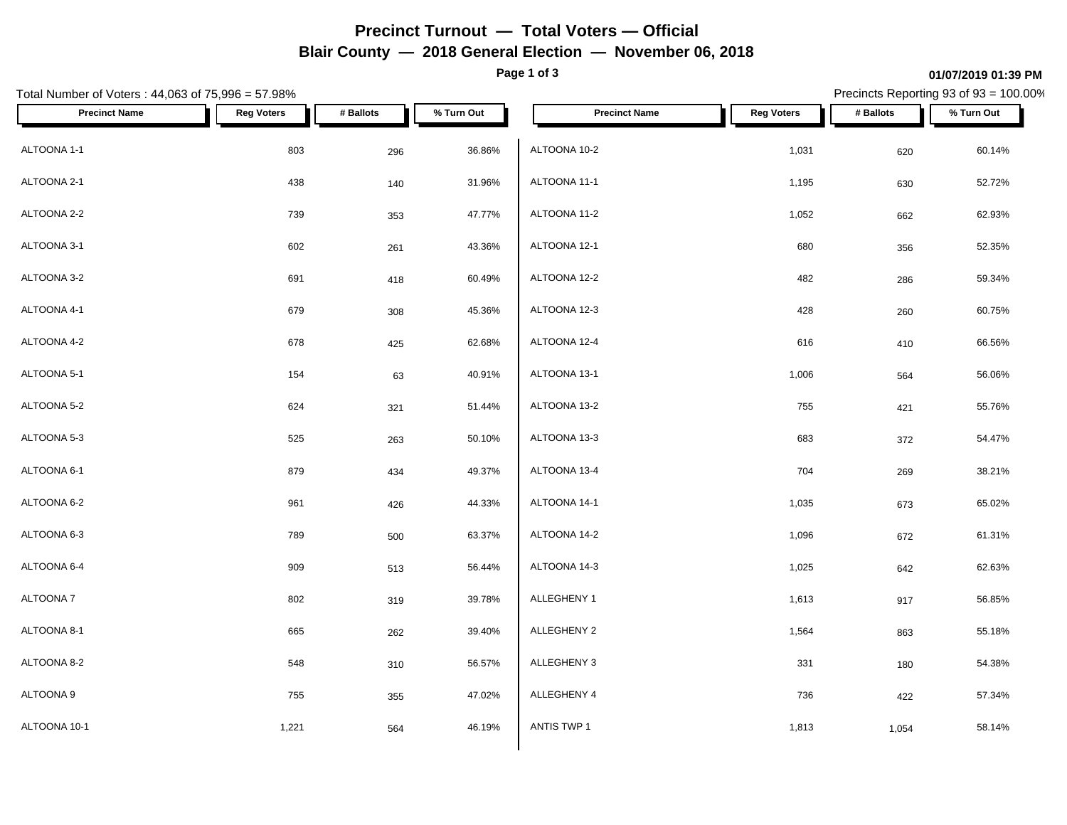# Precinct Turnout — Total Voters — Official

## Blair County — 2018 General Election — November 06, 2018

01/07/2019 01:39 PM

Total Number of Voters : 44,063 of 75,996 = 57.98%

Precincts Reporting 93 of 93 = 100.00%

| Precinct Name | Reg Voters | # Ballots | % Turn Out |
|---|---|---|---|
| ALTOONA 1-1 | 803 | 296 | 36.86% |
| ALTOONA 2-1 | 438 | 140 | 31.96% |
| ALTOONA 2-2 | 739 | 353 | 47.77% |
| ALTOONA 3-1 | 602 | 261 | 43.36% |
| ALTOONA 3-2 | 691 | 418 | 60.49% |
| ALTOONA 4-1 | 679 | 308 | 45.36% |
| ALTOONA 4-2 | 678 | 425 | 62.68% |
| ALTOONA 5-1 | 154 | 63 | 40.91% |
| ALTOONA 5-2 | 624 | 321 | 51.44% |
| ALTOONA 5-3 | 525 | 263 | 50.10% |
| ALTOONA 6-1 | 879 | 434 | 49.37% |
| ALTOONA 6-2 | 961 | 426 | 44.33% |
| ALTOONA 6-3 | 789 | 500 | 63.37% |
| ALTOONA 6-4 | 909 | 513 | 56.44% |
| ALTOONA 7 | 802 | 319 | 39.78% |
| ALTOONA 8-1 | 665 | 262 | 39.40% |
| ALTOONA 8-2 | 548 | 310 | 56.57% |
| ALTOONA 9 | 755 | 355 | 47.02% |
| ALTOONA 10-1 | 1,221 | 564 | 46.19% |
| ALTOONA 10-2 | 1,031 | 620 | 60.14% |
| ALTOONA 11-1 | 1,195 | 630 | 52.72% |
| ALTOONA 11-2 | 1,052 | 662 | 62.93% |
| ALTOONA 12-1 | 680 | 356 | 52.35% |
| ALTOONA 12-2 | 482 | 286 | 59.34% |
| ALTOONA 12-3 | 428 | 260 | 60.75% |
| ALTOONA 12-4 | 616 | 410 | 66.56% |
| ALTOONA 13-1 | 1,006 | 564 | 56.06% |
| ALTOONA 13-2 | 755 | 421 | 55.76% |
| ALTOONA 13-3 | 683 | 372 | 54.47% |
| ALTOONA 13-4 | 704 | 269 | 38.21% |
| ALTOONA 14-1 | 1,035 | 673 | 65.02% |
| ALTOONA 14-2 | 1,096 | 672 | 61.31% |
| ALTOONA 14-3 | 1,025 | 642 | 62.63% |
| ALLEGHENY 1 | 1,613 | 917 | 56.85% |
| ALLEGHENY 2 | 1,564 | 863 | 55.18% |
| ALLEGHENY 3 | 331 | 180 | 54.38% |
| ALLEGHENY 4 | 736 | 422 | 57.34% |
| ANTIS TWP 1 | 1,813 | 1,054 | 58.14% |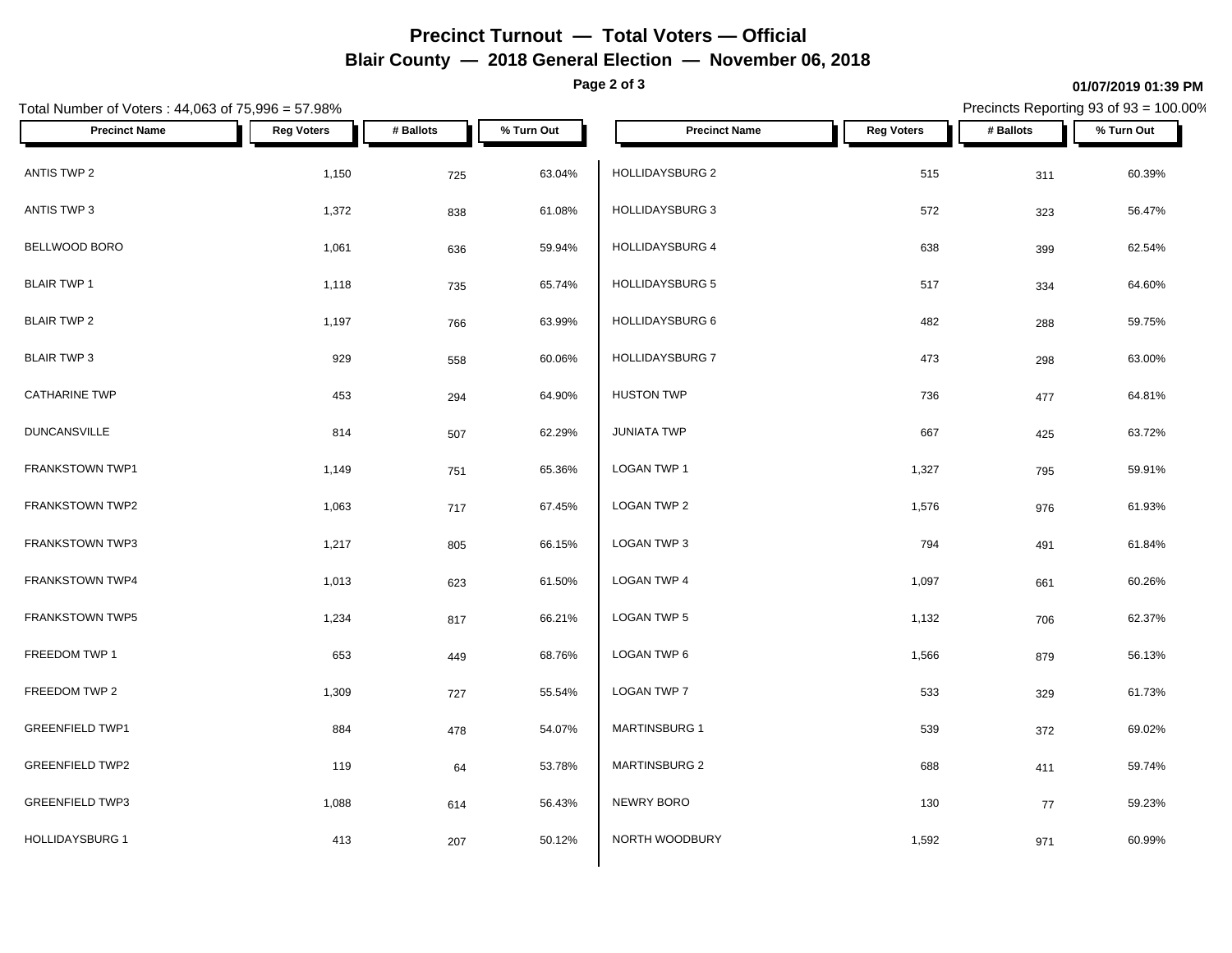# Precinct Turnout — Total Voters — Official

## Blair County — 2018 General Election — November 06, 2018

01/07/2019 01:39 PM

Total Number of Voters : 44,063 of 75,996 = 57.98%

Precincts Reporting 93 of 93 = 100.00%

| Precinct Name | Reg Voters | # Ballots | % Turn Out |
|---|---|---|---|
| ANTIS TWP 2 | 1,150 | 725 | 63.04% |
| ANTIS TWP 3 | 1,372 | 838 | 61.08% |
| BELLWOOD BORO | 1,061 | 636 | 59.94% |
| BLAIR TWP 1 | 1,118 | 735 | 65.74% |
| BLAIR TWP 2 | 1,197 | 766 | 63.99% |
| BLAIR TWP 3 | 929 | 558 | 60.06% |
| CATHARINE TWP | 453 | 294 | 64.90% |
| DUNCANSVILLE | 814 | 507 | 62.29% |
| FRANKSTOWN TWP1 | 1,149 | 751 | 65.36% |
| FRANKSTOWN TWP2 | 1,063 | 717 | 67.45% |
| FRANKSTOWN TWP3 | 1,217 | 805 | 66.15% |
| FRANKSTOWN TWP4 | 1,013 | 623 | 61.50% |
| FRANKSTOWN TWP5 | 1,234 | 817 | 66.21% |
| FREEDOM TWP 1 | 653 | 449 | 68.76% |
| FREEDOM TWP 2 | 1,309 | 727 | 55.54% |
| GREENFIELD TWP1 | 884 | 478 | 54.07% |
| GREENFIELD TWP2 | 119 | 64 | 53.78% |
| GREENFIELD TWP3 | 1,088 | 614 | 56.43% |
| HOLLIDAYSBURG 1 | 413 | 207 | 50.12% |
| HOLLIDAYSBURG 2 | 515 | 311 | 60.39% |
| HOLLIDAYSBURG 3 | 572 | 323 | 56.47% |
| HOLLIDAYSBURG 4 | 638 | 399 | 62.54% |
| HOLLIDAYSBURG 5 | 517 | 334 | 64.60% |
| HOLLIDAYSBURG 6 | 482 | 288 | 59.75% |
| HOLLIDAYSBURG 7 | 473 | 298 | 63.00% |
| HUSTON TWP | 736 | 477 | 64.81% |
| JUNIATA TWP | 667 | 425 | 63.72% |
| LOGAN TWP 1 | 1,327 | 795 | 59.91% |
| LOGAN TWP 2 | 1,576 | 976 | 61.93% |
| LOGAN TWP 3 | 794 | 491 | 61.84% |
| LOGAN TWP 4 | 1,097 | 661 | 60.26% |
| LOGAN TWP 5 | 1,132 | 706 | 62.37% |
| LOGAN TWP 6 | 1,566 | 879 | 56.13% |
| LOGAN TWP 7 | 533 | 329 | 61.73% |
| MARTINSBURG 1 | 539 | 372 | 69.02% |
| MARTINSBURG 2 | 688 | 411 | 59.74% |
| NEWRY BORO | 130 | 77 | 59.23% |
| NORTH WOODBURY | 1,592 | 971 | 60.99% |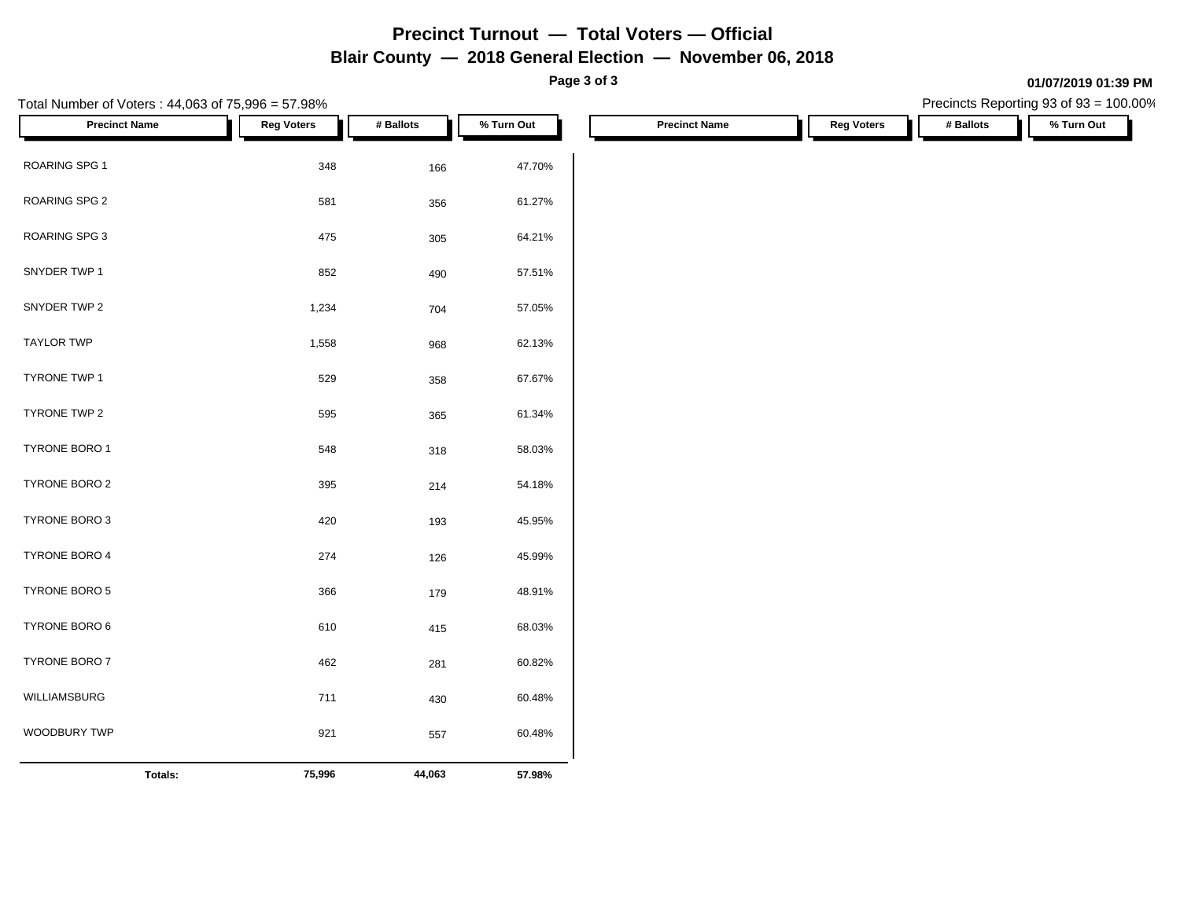# Precinct Turnout — Total Voters — Official

## Blair County — 2018 General Election — November 06, 2018

01/07/2019 01:39 PM

Total Number of Voters : 44,063 of 75,996 = 57.98%

Precincts Reporting 93 of 93 = 100.00%

| Precinct Name | Reg Voters | # Ballots | % Turn Out |
|---|---|---|---|
| ROARING SPG 1 | 348 | 166 | 47.70% |
| ROARING SPG 2 | 581 | 356 | 61.27% |
| ROARING SPG 3 | 475 | 305 | 64.21% |
| SNYDER TWP 1 | 852 | 490 | 57.51% |
| SNYDER TWP 2 | 1,234 | 704 | 57.05% |
| TAYLOR TWP | 1,558 | 968 | 62.13% |
| TYRONE TWP 1 | 529 | 358 | 67.67% |
| TYRONE TWP 2 | 595 | 365 | 61.34% |
| TYRONE BORO 1 | 548 | 318 | 58.03% |
| TYRONE BORO 2 | 395 | 214 | 54.18% |
| TYRONE BORO 3 | 420 | 193 | 45.95% |
| TYRONE BORO 4 | 274 | 126 | 45.99% |
| TYRONE BORO 5 | 366 | 179 | 48.91% |
| TYRONE BORO 6 | 610 | 415 | 68.03% |
| TYRONE BORO 7 | 462 | 281 | 60.82% |
| WILLIAMSBURG | 711 | 430 | 60.48% |
| WOODBURY TWP | 921 | 557 | 60.48% |
| **Totals:** | **75,996** | **44,063** | **57.98%** |